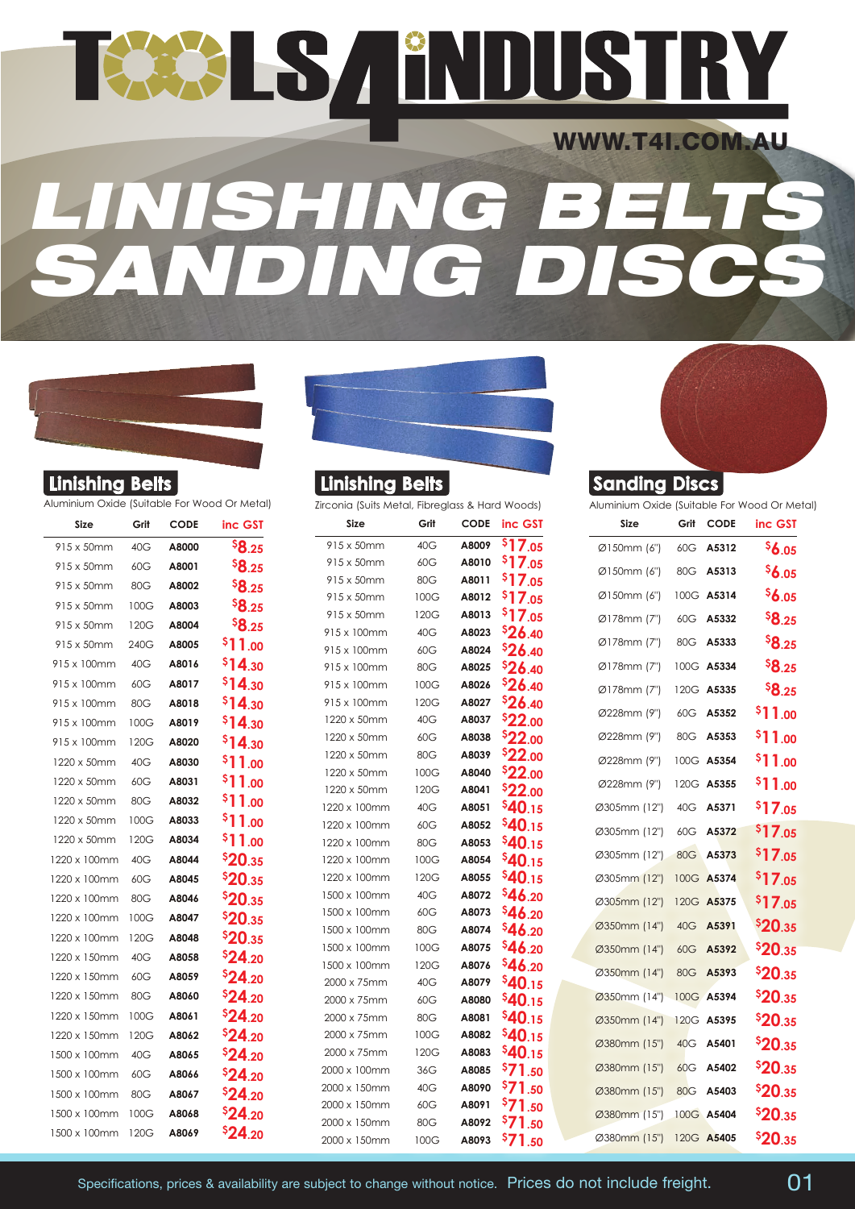# TOOLS 4 INDUSTRY

WWW.T4I.COM.AU

# LINISHING BELTS SANDING DISCS

## Linishing Belts

Aluminium Oxide (Suitable For Wood Or Metal)

| Size | Grit | CODE | inc GST |
|---|---|---|---|
| 915 x 50mm | 40G | A8000 | $8.25 |
| 915 x 50mm | 60G | A8001 | $8.25 |
| 915 x 50mm | 80G | A8002 | $8.25 |
| 915 x 50mm | 100G | A8003 | $8.25 |
| 915 x 50mm | 120G | A8004 | $8.25 |
| 915 x 50mm | 240G | A8005 | $11.00 |
| 915 x 100mm | 40G | A8016 | $14.30 |
| 915 x 100mm | 60G | A8017 | $14.30 |
| 915 x 100mm | 80G | A8018 | $14.30 |
| 915 x 100mm | 100G | A8019 | $14.30 |
| 915 x 100mm | 120G | A8020 | $14.30 |
| 1220 x 50mm | 40G | A8030 | $11.00 |
| 1220 x 50mm | 60G | A8031 | $11.00 |
| 1220 x 50mm | 80G | A8032 | $11.00 |
| 1220 x 50mm | 100G | A8033 | $11.00 |
| 1220 x 50mm | 120G | A8034 | $11.00 |
| 1220 x 100mm | 40G | A8044 | $20.35 |
| 1220 x 100mm | 60G | A8045 | $20.35 |
| 1220 x 100mm | 80G | A8046 | $20.35 |
| 1220 x 100mm | 100G | A8047 | $20.35 |
| 1220 x 100mm | 120G | A8048 | $20.35 |
| 1220 x 150mm | 40G | A8058 | $24.20 |
| 1220 x 150mm | 60G | A8059 | $24.20 |
| 1220 x 150mm | 80G | A8060 | $24.20 |
| 1220 x 150mm | 100G | A8061 | $24.20 |
| 1220 x 150mm | 120G | A8062 | $24.20 |
| 1500 x 100mm | 40G | A8065 | $24.20 |
| 1500 x 100mm | 60G | A8066 | $24.20 |
| 1500 x 100mm | 80G | A8067 | $24.20 |
| 1500 x 100mm | 100G | A8068 | $24.20 |
| 1500 x 100mm | 120G | A8069 | $24.20 |

## Linishing Belts

Zirconia (Suits Metal, Fibreglass & Hard Woods)

| Size | Grit | CODE | inc GST |
|---|---|---|---|
| 915 x 50mm | 40G | A8009 | $17.05 |
| 915 x 50mm | 60G | A8010 | $17.05 |
| 915 x 50mm | 80G | A8011 | $17.05 |
| 915 x 50mm | 100G | A8012 | $17.05 |
| 915 x 50mm | 120G | A8013 | $17.05 |
| 915 x 100mm | 40G | A8023 | $26.40 |
| 915 x 100mm | 60G | A8024 | $26.40 |
| 915 x 100mm | 80G | A8025 | $26.40 |
| 915 x 100mm | 100G | A8026 | $26.40 |
| 915 x 100mm | 120G | A8027 | $26.40 |
| 1220 x 50mm | 40G | A8037 | $22.00 |
| 1220 x 50mm | 60G | A8038 | $22.00 |
| 1220 x 50mm | 80G | A8039 | $22.00 |
| 1220 x 50mm | 100G | A8040 | $22.00 |
| 1220 x 50mm | 120G | A8041 | $22.00 |
| 1220 x 100mm | 40G | A8051 | $40.15 |
| 1220 x 100mm | 60G | A8052 | $40.15 |
| 1220 x 100mm | 80G | A8053 | $40.15 |
| 1220 x 100mm | 100G | A8054 | $40.15 |
| 1220 x 100mm | 120G | A8055 | $40.15 |
| 1500 x 100mm | 40G | A8072 | $46.20 |
| 1500 x 100mm | 60G | A8073 | $46.20 |
| 1500 x 100mm | 80G | A8074 | $46.20 |
| 1500 x 100mm | 100G | A8075 | $46.20 |
| 1500 x 100mm | 120G | A8076 | $46.20 |
| 2000 x 75mm | 40G | A8079 | $40.15 |
| 2000 x 75mm | 60G | A8080 | $40.15 |
| 2000 x 75mm | 80G | A8081 | $40.15 |
| 2000 x 75mm | 100G | A8082 | $40.15 |
| 2000 x 75mm | 120G | A8083 | $40.15 |
| 2000 x 100mm | 36G | A8085 | $71.50 |
| 2000 x 150mm | 40G | A8090 | $71.50 |
| 2000 x 150mm | 60G | A8091 | $71.50 |
| 2000 x 150mm | 80G | A8092 | $71.50 |
| 2000 x 150mm | 100G | A8093 | $71.50 |

## Sanding Discs

Aluminium Oxide (Suitable For Wood Or Metal)

| Size | Grit | CODE | inc GST |
|---|---|---|---|
| Ø150mm (6") | 60G | A5312 | $6.05 |
| Ø150mm (6") | 80G | A5313 | $6.05 |
| Ø150mm (6") | 100G | A5314 | $6.05 |
| Ø178mm (7") | 60G | A5332 | $8.25 |
| Ø178mm (7") | 80G | A5333 | $8.25 |
| Ø178mm (7") | 100G | A5334 | $8.25 |
| Ø178mm (7") | 120G | A5335 | $8.25 |
| Ø228mm (9") | 60G | A5352 | $11.00 |
| Ø228mm (9") | 80G | A5353 | $11.00 |
| Ø228mm (9") | 100G | A5354 | $11.00 |
| Ø228mm (9") | 120G | A5355 | $11.00 |
| Ø305mm (12") | 40G | A5371 | $17.05 |
| Ø305mm (12") | 60G | A5372 | $17.05 |
| Ø305mm (12") | 80G | A5373 | $17.05 |
| Ø305mm (12") | 100G | A5374 | $17.05 |
| Ø305mm (12") | 120G | A5375 | $17.05 |
| Ø350mm (14") | 40G | A5391 | $20.35 |
| Ø350mm (14") | 60G | A5392 | $20.35 |
| Ø350mm (14") | 80G | A5393 | $20.35 |
| Ø350mm (14") | 100G | A5394 | $20.35 |
| Ø350mm (14") | 120G | A5395 | $20.35 |
| Ø380mm (15") | 40G | A5401 | $20.35 |
| Ø380mm (15") | 60G | A5402 | $20.35 |
| Ø380mm (15") | 80G | A5403 | $20.35 |
| Ø380mm (15") | 100G | A5404 | $20.35 |
| Ø380mm (15") | 120G | A5405 | $20.35 |

Specifications, prices & availability are subject to change without notice. Prices do not include freight.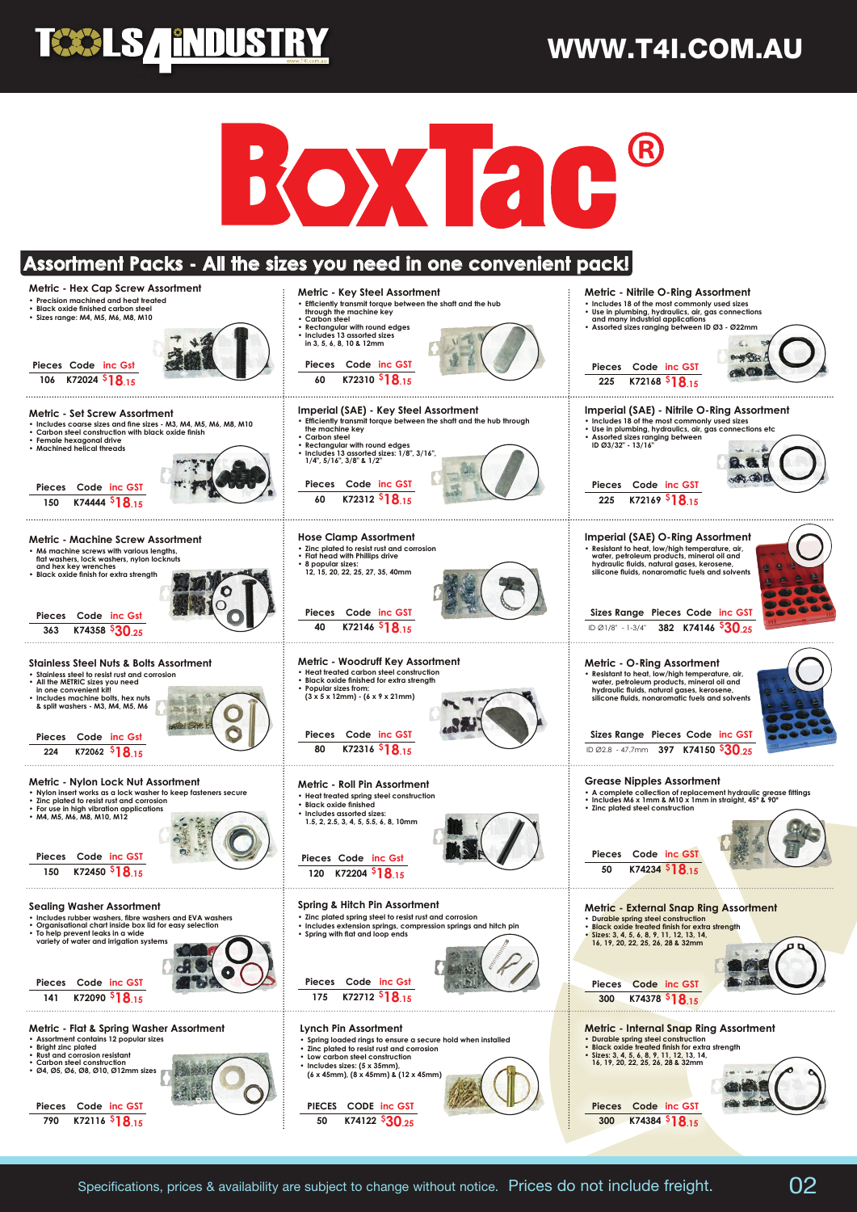# BoxTac®

## Assortment Packs - All the sizes you need in one convenient pack!

### Metric - Hex Cap Screw Assortment
- Precision machined and heat treated
- Black oxide finished carbon steel
- Sizes range: M4, M5, M6, M8, M10

| Pieces | Code | inc Gst |
|---|---|---|
| 106 | K72024 | $18.15 |

### Metric - Key Steel Assortment
- Efficiently transmit torque between the shaft and the hub through the machine key
- Carbon steel
- Rectangular with round edges
- Includes 13 assorted sizes in 3, 5, 6, 8, 10 & 12mm

| Pieces | Code | inc GST |
|---|---|---|
| 60 | K72310 | $18.15 |

### Metric - Nitrile O-Ring Assortment
- Includes 18 of the most commonly used sizes
- Use in plumbing, hydraulics, air, gas connections and many industrial applications
- Assorted sizes ranging between ID Ø3 - Ø22mm

| Pieces | Code | inc GST |
|---|---|---|
| 225 | K72168 | $18.15 |

### Metric - Set Screw Assortment
- Includes coarse sizes and fine sizes - M3, M4, M5, M6, M8, M10
- Carbon steel construction with black oxide finish
- Female hexagonal drive
- Machined helical threads

| Pieces | Code | inc GST |
|---|---|---|
| 150 | K74444 | $18.15 |

### Imperial (SAE) - Key Steel Assortment
- Efficiently transmit torque between the shaft and the hub through the machine key
- Carbon steel
- Rectangular with round edges
- Includes 13 assorted sizes: 1/8", 3/16", 1/4", 5/16", 3/8" & 1/2"

| Pieces | Code | inc GST |
|---|---|---|
| 60 | K72312 | $18.15 |

### Imperial (SAE) - Nitrile O-Ring Assortment
- Includes 18 of the most commonly used sizes
- Use in plumbing, hydraulics, air, gas connections etc
- Assorted sizes ranging between ID Ø3/32" - 13/16"

| Pieces | Code | inc GST |
|---|---|---|
| 225 | K72169 | $18.15 |

### Metric - Machine Screw Assortment
- M6 machine screws with various lengths, flat washers, lock washers, nylon locknuts and hex key wrenches
- Black oxide finish for extra strength

| Pieces | Code | inc Gst |
|---|---|---|
| 363 | K74358 | $30.25 |

### Hose Clamp Assortment
- Zinc plated to resist rust and corrosion
- Flat head with Phillips drive
- 8 popular sizes: 12, 15, 20, 22, 25, 27, 35, 40mm

| Pieces | Code | inc GST |
|---|---|---|
| 40 | K72146 | $18.15 |

### Imperial (SAE) O-Ring Assortment
- Resistant to heat, low/high temperature, air, water, petroleum products, mineral oil and hydraulic fluids, natural gases, kerosene, silicone fluids, nonaromatic fuels and solvents

| Sizes Range | Pieces | Code | inc GST |
|---|---|---|---|
| ID Ø1/8" - 1-3/4" | 382 | K74146 | $30.25 |

### Stainless Steel Nuts & Bolts Assortment
- Stainless steel to resist rust and corrosion
- All the METRIC sizes you need in one convenient kit!
- Includes machine bolts, hex nuts & split washers - M3, M4, M5, M6

| Pieces | Code | inc Gst |
|---|---|---|
| 224 | K72062 | $18.15 |

### Metric - Woodruff Key Assortment
- Heat treated carbon steel construction
- Black oxide finished for extra strength
- Popular sizes from: (3 x 5 x 12mm) - (6 x 9 x 21mm)

| Pieces | Code | inc GST |
|---|---|---|
| 80 | K72316 | $18.15 |

### Metric - O-Ring Assortment
- Resistant to heat, low/high temperature, air, water, petroleum products, mineral oil and hydraulic fluids, natural gases, kerosene, silicone fluids, nonaromatic fuels and solvents

| Sizes Range | Pieces | Code | inc GST |
|---|---|---|---|
| ID Ø2.8 - 47.7mm | 397 | K74150 | $30.25 |

### Metric - Nylon Lock Nut Assortment
- Nylon insert works as a lock washer to keep fasteners secure
- Zinc plated to resist rust and corrosion
- For use in high vibration applications
- M4, M5, M6, M8, M10, M12

| Pieces | Code | inc GST |
|---|---|---|
| 150 | K72450 | $18.15 |

### Metric - Roll Pin Assortment
- Heat treated spring steel construction
- Black oxide finished
- Includes assorted sizes: 1.5, 2, 2.5, 3, 4, 5, 5.5, 6, 8, 10mm

| Pieces | Code | inc Gst |
|---|---|---|
| 120 | K72204 | $18.15 |

### Grease Nipples Assortment
- A complete collection of replacement hydraulic grease fittings
- Includes M6 x 1mm & M10 x 1mm in straight, 45° & 90°
- Zinc plated steel construction

| Pieces | Code | inc GST |
|---|---|---|
| 50 | K74234 | $18.15 |

### Sealing Washer Assortment
- Includes rubber washers, fibre washers and EVA washers
- Organisational chart inside box lid for easy selection
- To help prevent leaks in a wide variety of water and irrigation systems

| Pieces | Code | inc GST |
|---|---|---|
| 141 | K72090 | $18.15 |

### Spring & Hitch Pin Assortment
- Zinc plated spring steel to resist rust and corrosion
- Includes extension springs, compression springs and hitch pin
- Spring with flat and loop ends

| Pieces | Code | inc Gst |
|---|---|---|
| 175 | K72712 | $18.15 |

### Metric - External Snap Ring Assortment
- Durable spring steel construction
- Black oxide treated finish for extra strength
- Sizes: 3, 4, 5, 6, 8, 9, 11, 12, 13, 14, 16, 19, 20, 22, 25, 26, 28 & 32mm

| Pieces | Code | inc GST |
|---|---|---|
| 300 | K74378 | $18.15 |

### Metric - Flat & Spring Washer Assortment
- Assortment contains 12 popular sizes
- Bright zinc plated
- Rust and corrosion resistant
- Carbon steel construction
- Ø4, Ø5, Ø6, Ø8, Ø10, Ø12mm sizes

| Pieces | Code | inc GST |
|---|---|---|
| 790 | K72116 | $18.15 |

### Lynch Pin Assortment
- Spring loaded rings to ensure a secure hold when installed
- Zinc plated to resist rust and corrosion
- Low carbon steel construction
- Includes sizes: (5 x 35mm), (6 x 45mm), (8 x 45mm) & (12 x 45mm)

| PIECES | CODE | inc GST |
|---|---|---|
| 50 | K74122 | $30.25 |

### Metric - Internal Snap Ring Assortment
- Durable spring steel construction
- Black oxide treated finish for extra strength
- Sizes: 3, 4, 5, 6, 8, 9, 11, 12, 13, 14, 16, 19, 20, 22, 25, 26, 28 & 32mm

| Pieces | Code | inc GST |
|---|---|---|
| 300 | K74384 | $18.15 |

Specifications, prices & availability are subject to change without notice. Prices do not include freight.